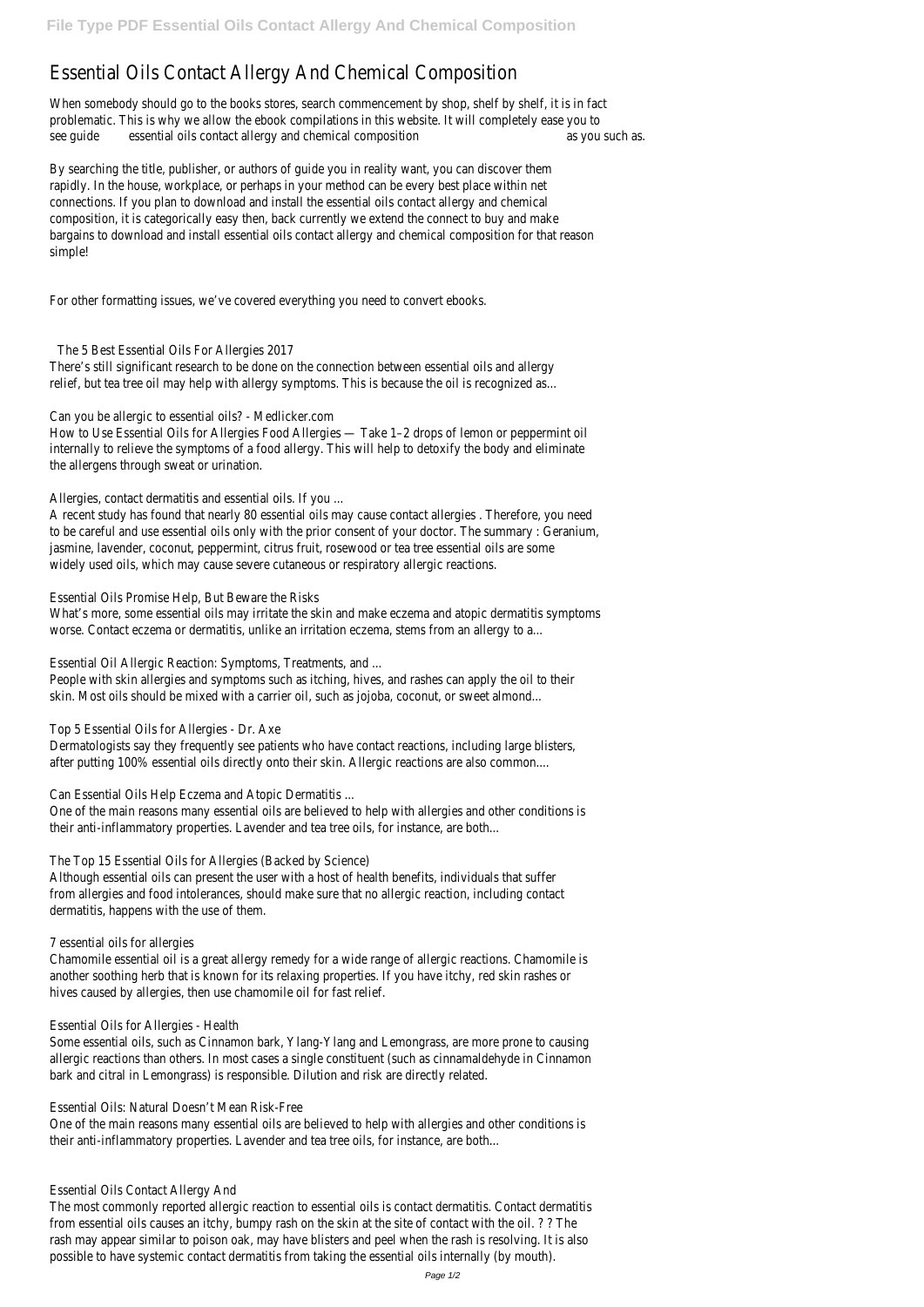# Essential Oils Contact Allergy And Chemical Composition

When somebody should go to the books stores, search commencement by shop, shelf by shelf, it is in fact problematic. This is why we allow the ebook compilations in this website. It will completely ease you to see guide **essential oils contact allergy and chemical composition** as you such as.

By searching the title, publisher, or authors of guide you in reality want, you can discover them rapidly. In the house, workplace, or perhaps in your method can be every best place within net connections. If you plan to download and install the essential oils contact allergy and chemical composition, it is categorically easy then, back currently we extend the connect to buy and make bargains to download and install essential oils contact allergy and chemical composition for that reason simple!

For other formatting issues, we've covered everything you need to convert ebooks.

## The 5 Best Essential Oils For Allergies 2017

There's still significant research to be done on the connection between essential oils and allergy relief, but tea tree oil may help with allergy symptoms. This is because the oil is recognized as...

## Can you be allergic to essential oils? - Medlicker.com

How to Use Essential Oils for Allergies Food Allergies — Take 1–2 drops of lemon or peppermint oil internally to relieve the symptoms of a food allergy. This will help to detoxify the body and eliminate the allergens through sweat or urination.

## Allergies, contact dermatitis and essential oils. If you ...

A recent study has found that nearly 80 essential oils may cause contact allergies . Therefore, you need to be careful and use essential oils only with the prior consent of your doctor. The summary : Geranium, jasmine, lavender, coconut, peppermint, citrus fruit, rosewood or tea tree essential oils are some widely used oils, which may cause severe cutaneous or respiratory allergic reactions.

## Essential Oils Promise Help, But Beware the Risks

What's more, some essential oils may irritate the skin and make eczema and atopic dermatitis symptoms worse. Contact eczema or dermatitis, unlike an irritation eczema, stems from an allergy to a...

## Essential Oil Allergic Reaction: Symptoms, Treatments, and ...

People with skin allergies and symptoms such as itching, hives, and rashes can apply the oil to their skin. Most oils should be mixed with a carrier oil, such as jojoba, coconut, or sweet almond...

## Top 5 Essential Oils for Allergies - Dr. Axe

Dermatologists say they frequently see patients who have contact reactions, including large blisters, after putting 100% essential oils directly onto their skin. Allergic reactions are also common....

## Can Essential Oils Help Eczema and Atopic Dermatitis ...

One of the main reasons many essential oils are believed to help with allergies and other conditions is their anti-inflammatory properties. Lavender and tea tree oils, for instance, are both...

## The Top 15 Essential Oils for Allergies (Backed by Science)

Although essential oils can present the user with a host of health benefits, individuals that suffer from allergies and food intolerances, should make sure that no allergic reaction, including contact dermatitis, happens with the use of them.

## 7 essential oils for allergies

Chamomile essential oil is a great allergy remedy for a wide range of allergic reactions. Chamomile is another soothing herb that is known for its relaxing properties. If you have itchy, red skin rashes or hives caused by allergies, then use chamomile oil for fast relief.

## Essential Oils for Allergies - Health

Some essential oils, such as Cinnamon bark, Ylang-Ylang and Lemongrass, are more prone to causing allergic reactions than others. In most cases a single constituent (such as cinnamaldehyde in Cinnamon bark and citral in Lemongrass) is responsible. Dilution and risk are directly related.

## Essential Oils: Natural Doesn't Mean Risk-Free

One of the main reasons many essential oils are believed to help with allergies and other conditions is their anti-inflammatory properties. Lavender and tea tree oils, for instance, are both...

## Essential Oils Contact Allergy And

The most commonly reported allergic reaction to essential oils is contact dermatitis. Contact dermatitis from essential oils causes an itchy, bumpy rash on the skin at the site of contact with the oil. ? ? The rash may appear similar to poison oak, may have blisters and peel when the rash is resolving. It is also possible to have systemic contact dermatitis from taking the essential oils internally (by mouth).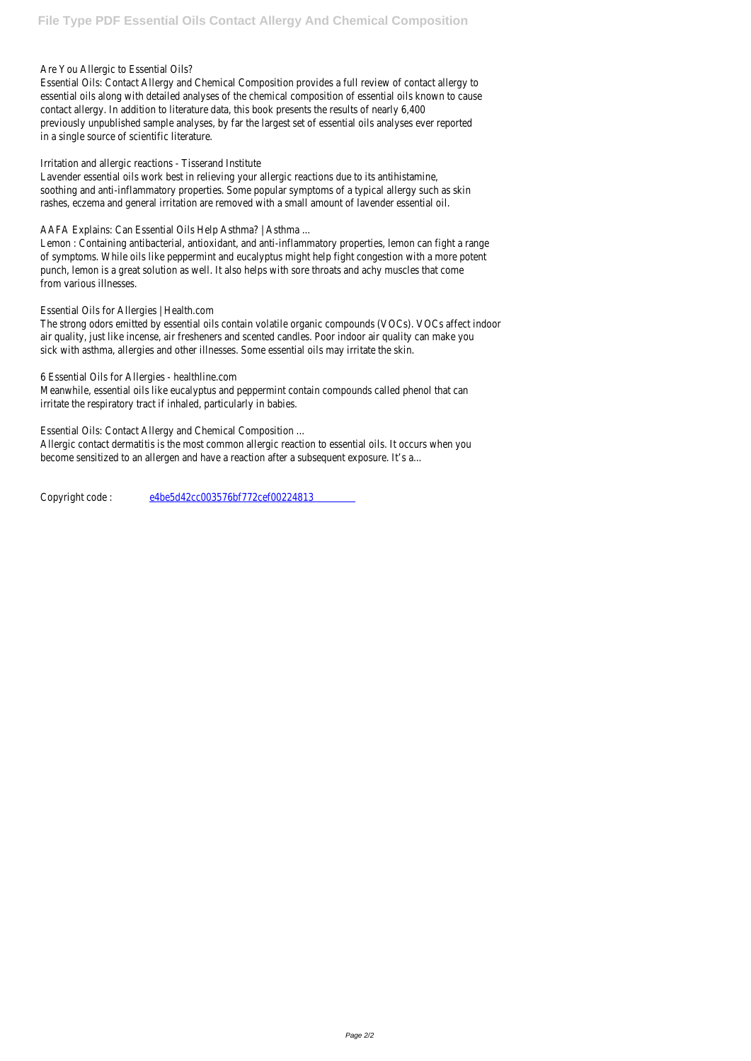Are You Allergic to Essential Oils?

Essential Oils: Contact Allergy and Chemical Composition provides a full review of contact allergy to essential oils along with detailed analyses of the chemical composition of essential oils known to cause contact allergy. In addition to literature data, this book presents the results of nearly 6,400 previously unpublished sample analyses, by far the largest set of essential oils analyses ever reported in a single source of scientific literature.

Irritation and allergic reactions - Tisserand Institute

Lavender essential oils work best in relieving your allergic reactions due to its antihistamine, soothing and anti-inflammatory properties. Some popular symptoms of a typical allergy such as skin rashes, eczema and general irritation are removed with a small amount of lavender essential oil.

AAFA Explains: Can Essential Oils Help Asthma? | Asthma ...

Lemon : Containing antibacterial, antioxidant, and anti-inflammatory properties, lemon can fight a range of symptoms. While oils like peppermint and eucalyptus might help fight congestion with a more potent punch, lemon is a great solution as well. It also helps with sore throats and achy muscles that come from various illnesses.

Essential Oils for Allergies | Health.com

The strong odors emitted by essential oils contain volatile organic compounds (VOCs). VOCs affect indoor air quality, just like incense, air fresheners and scented candles. Poor indoor air quality can make you sick with asthma, allergies and other illnesses. Some essential oils may irritate the skin.

6 Essential Oils for Allergies - healthline.com

Meanwhile, essential oils like eucalyptus and peppermint contain compounds called phenol that can irritate the respiratory tract if inhaled, particularly in babies.

Essential Oils: Contact Allergy and Chemical Composition ...

Allergic contact dermatitis is the most common allergic reaction to essential oils. It occurs when you become sensitized to an allergen and have a reaction after a subsequent exposure. It's a...

Copyright code : e4be5d42cc003576bf772cef00224813